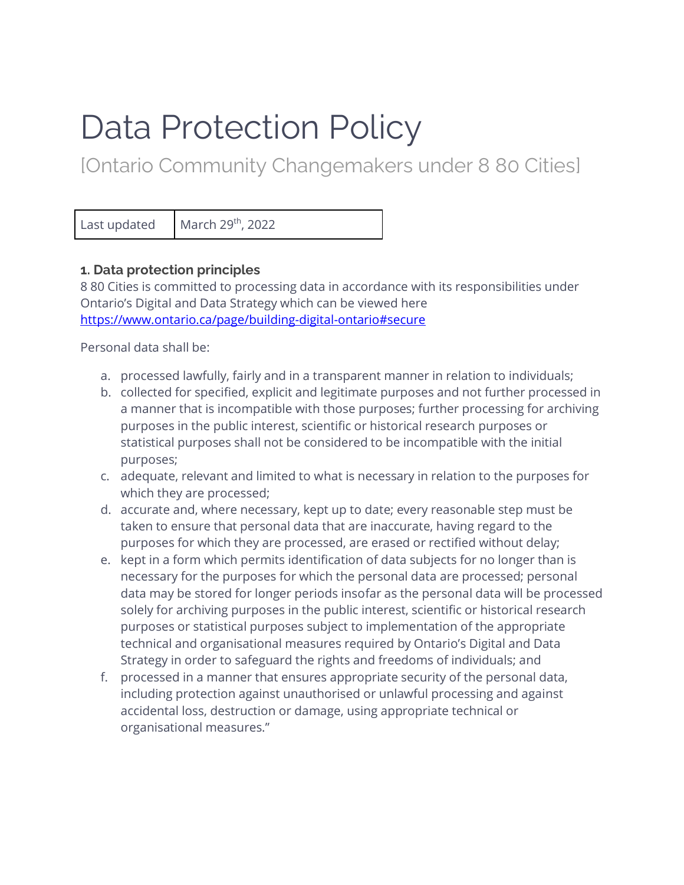# Data Protection Policy

## [Ontario Community Changemakers under 8 80 Cities]

| Last updated | March 29th, 2022 |
| --- | --- |

### 1. Data protection principles

8 80 Cities is committed to processing data in accordance with its responsibilities under Ontario's Digital and Data Strategy which can be viewed here https://www.ontario.ca/page/building-digital-ontario#secure

Personal data shall be:

a. processed lawfully, fairly and in a transparent manner in relation to individuals;
b. collected for specified, explicit and legitimate purposes and not further processed in a manner that is incompatible with those purposes; further processing for archiving purposes in the public interest, scientific or historical research purposes or statistical purposes shall not be considered to be incompatible with the initial purposes;
c. adequate, relevant and limited to what is necessary in relation to the purposes for which they are processed;
d. accurate and, where necessary, kept up to date; every reasonable step must be taken to ensure that personal data that are inaccurate, having regard to the purposes for which they are processed, are erased or rectified without delay;
e. kept in a form which permits identification of data subjects for no longer than is necessary for the purposes for which the personal data are processed; personal data may be stored for longer periods insofar as the personal data will be processed solely for archiving purposes in the public interest, scientific or historical research purposes or statistical purposes subject to implementation of the appropriate technical and organisational measures required by Ontario's Digital and Data Strategy in order to safeguard the rights and freedoms of individuals; and
f. processed in a manner that ensures appropriate security of the personal data, including protection against unauthorised or unlawful processing and against accidental loss, destruction or damage, using appropriate technical or organisational measures."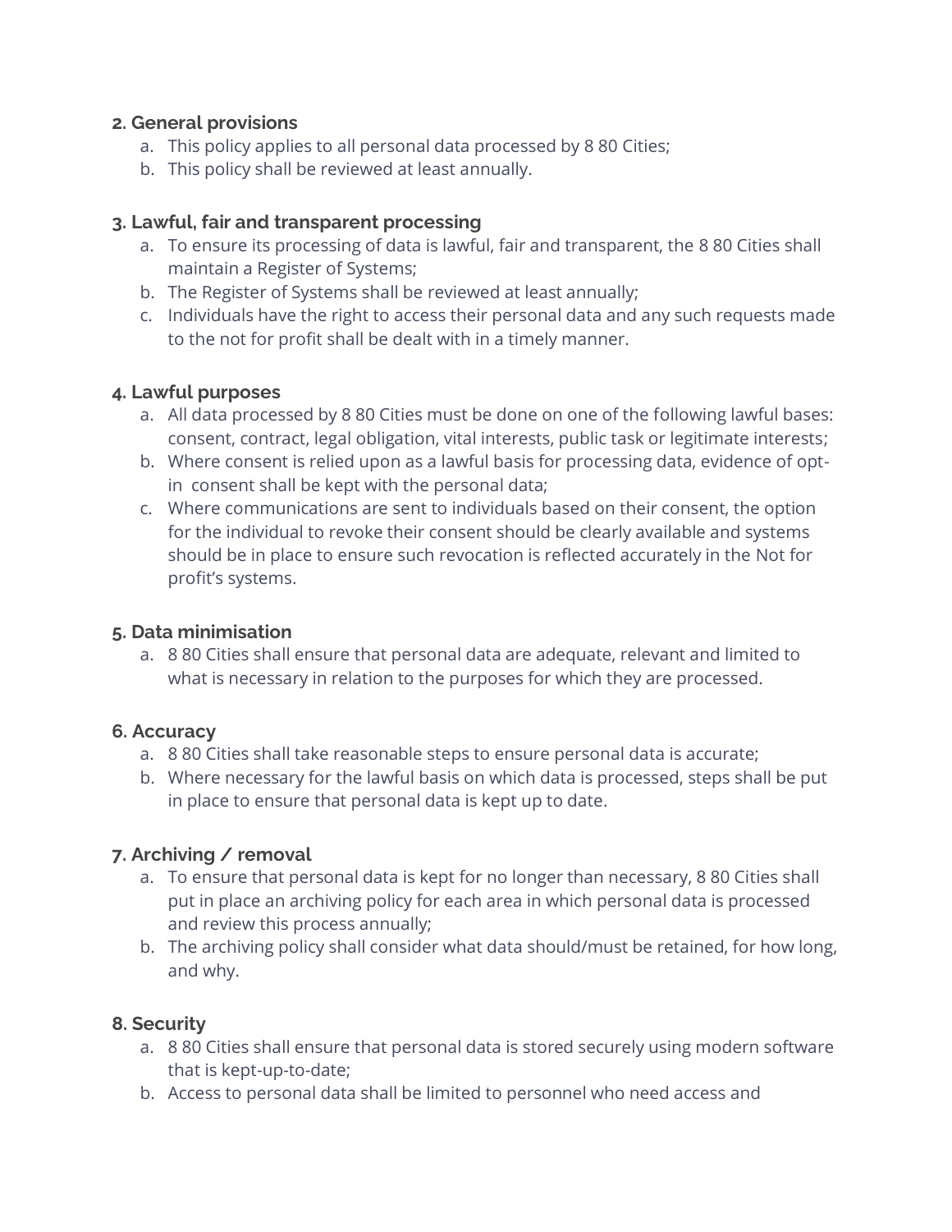**2. General provisions**

a. This policy applies to all personal data processed by 8 80 Cities;
b. This policy shall be reviewed at least annually.

**3. Lawful, fair and transparent processing**

a. To ensure its processing of data is lawful, fair and transparent, the 8 80 Cities shall maintain a Register of Systems;
b. The Register of Systems shall be reviewed at least annually;
c. Individuals have the right to access their personal data and any such requests made to the not for profit shall be dealt with in a timely manner.

**4. Lawful purposes**

a. All data processed by 8 80 Cities must be done on one of the following lawful bases: consent, contract, legal obligation, vital interests, public task or legitimate interests;
b. Where consent is relied upon as a lawful basis for processing data, evidence of opt-in consent shall be kept with the personal data;
c. Where communications are sent to individuals based on their consent, the option for the individual to revoke their consent should be clearly available and systems should be in place to ensure such revocation is reflected accurately in the Not for profit's systems.

**5. Data minimisation**

a. 8 80 Cities shall ensure that personal data are adequate, relevant and limited to what is necessary in relation to the purposes for which they are processed.

**6. Accuracy**

a. 8 80 Cities shall take reasonable steps to ensure personal data is accurate;
b. Where necessary for the lawful basis on which data is processed, steps shall be put in place to ensure that personal data is kept up to date.

**7. Archiving / removal**

a. To ensure that personal data is kept for no longer than necessary, 8 80 Cities shall put in place an archiving policy for each area in which personal data is processed and review this process annually;
b. The archiving policy shall consider what data should/must be retained, for how long, and why.

**8. Security**

a. 8 80 Cities shall ensure that personal data is stored securely using modern software that is kept-up-to-date;
b. Access to personal data shall be limited to personnel who need access and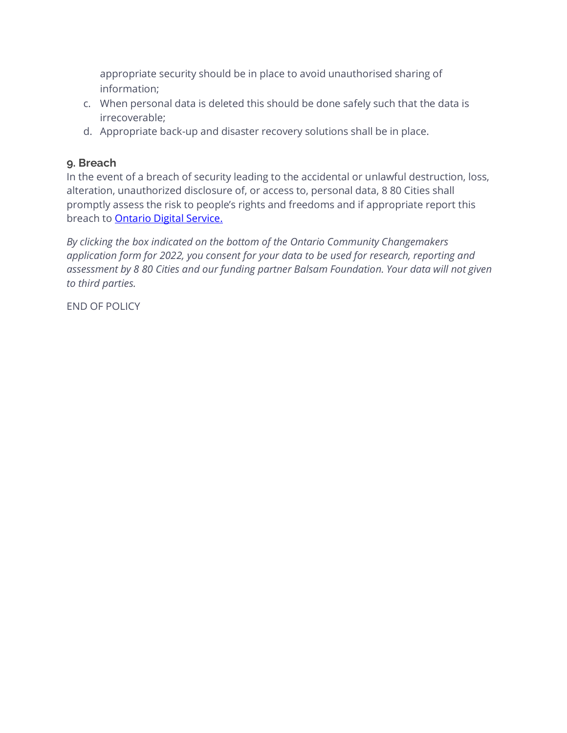appropriate security should be in place to avoid unauthorised sharing of information;

c. When personal data is deleted this should be done safely such that the data is irrecoverable;
d. Appropriate back-up and disaster recovery solutions shall be in place.

## 9. Breach

In the event of a breach of security leading to the accidental or unlawful destruction, loss, alteration, unauthorized disclosure of, or access to, personal data, 8 80 Cities shall promptly assess the risk to people's rights and freedoms and if appropriate report this breach to [Ontario Digital Service.]()

*By clicking the box indicated on the bottom of the Ontario Community Changemakers application form for 2022, you consent for your data to be used for research, reporting and assessment by 8 80 Cities and our funding partner Balsam Foundation. Your data will not given to third parties.*

END OF POLICY